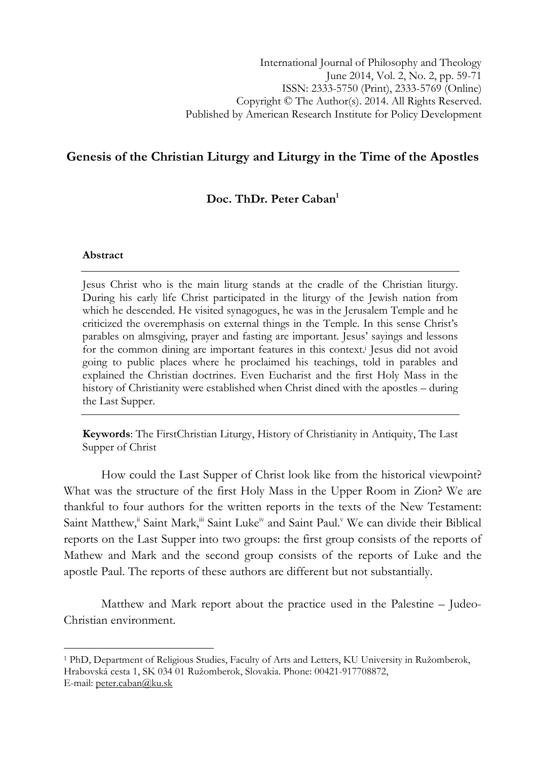International Journal of Philosophy and Theology
June 2014, Vol. 2, No. 2, pp. 59-71
ISSN: 2333-5750 (Print), 2333-5769 (Online)
Copyright © The Author(s). 2014. All Rights Reserved.
Published by American Research Institute for Policy Development

# Genesis of the Christian Liturgy and Liturgy in the Time of the Apostles

**Doc. ThDr. Peter Caban[1]**

### Abstract

Jesus Christ who is the main liturg stands at the cradle of the Christian liturgy. During his early life Christ participated in the liturgy of the Jewish nation from which he descended. He visited synagogues, he was in the Jerusalem Temple and he criticized the overemphasis on external things in the Temple. In this sense Christ's parables on almsgiving, prayer and fasting are important. Jesus' sayings and lessons for the common dining are important features in this context.[i] Jesus did not avoid going to public places where he proclaimed his teachings, told in parables and explained the Christian doctrines. Even Eucharist and the first Holy Mass in the history of Christianity were established when Christ dined with the apostles – during the Last Supper.

**Keywords**: The FirstChristian Liturgy, History of Christianity in Antiquity, The Last Supper of Christ

How could the Last Supper of Christ look like from the historical viewpoint? What was the structure of the first Holy Mass in the Upper Room in Zion? We are thankful to four authors for the written reports in the texts of the New Testament: Saint Matthew,[ii] Saint Mark,[iii] Saint Luke[iv] and Saint Paul.[v] We can divide their Biblical reports on the Last Supper into two groups: the first group consists of the reports of Mathew and Mark and the second group consists of the reports of Luke and the apostle Paul. The reports of these authors are different but not substantially.

Matthew and Mark report about the practice used in the Palestine – Judeo-Christian environment.

---

[1] PhD, Department of Religious Studies, Faculty of Arts and Letters, KU University in Ružomberok, Hrabovská cesta 1, SK 034 01 Ružomberok, Slovakia. Phone: 00421-917708872, E-mail: peter.caban@ku.sk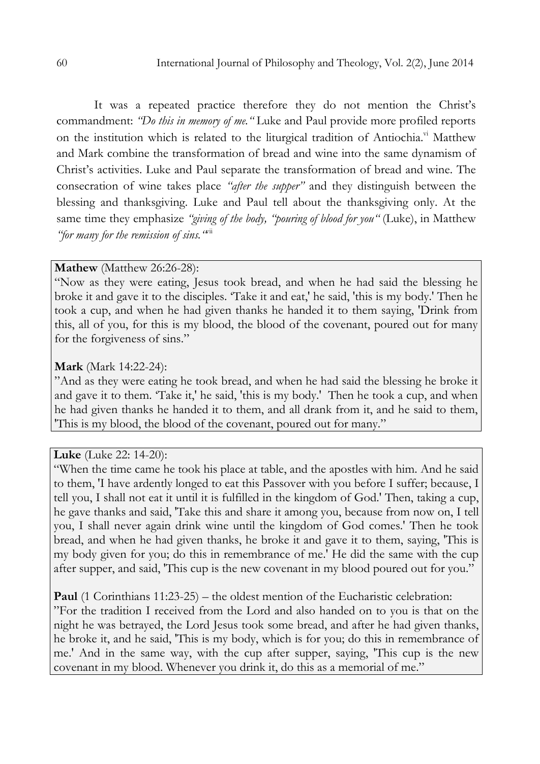It was a repeated practice therefore they do not mention the Christ's commandment: *"Do this in memory of me."* Luke and Paul provide more profiled reports on the institution which is related to the liturgical tradition of Antiochia.[vi] Matthew and Mark combine the transformation of bread and wine into the same dynamism of Christ's activities. Luke and Paul separate the transformation of bread and wine. The consecration of wine takes place *"after the supper"* and they distinguish between the blessing and thanksgiving. Luke and Paul tell about the thanksgiving only. At the same time they emphasize *"giving of the body, "pouring of blood for you"* (Luke), in Matthew *"for many for the remission of sins."*[vii]

**Mathew** (Matthew 26:26-28):
"Now as they were eating, Jesus took bread, and when he had said the blessing he broke it and gave it to the disciples. 'Take it and eat,' he said, 'this is my body.' Then he took a cup, and when he had given thanks he handed it to them saying, 'Drink from this, all of you, for this is my blood, the blood of the covenant, poured out for many for the forgiveness of sins."

**Mark** (Mark 14:22-24):
"And as they were eating he took bread, and when he had said the blessing he broke it and gave it to them. 'Take it,' he said, 'this is my body.' Then he took a cup, and when he had given thanks he handed it to them, and all drank from it, and he said to them, 'This is my blood, the blood of the covenant, poured out for many."

**Luke** (Luke 22: 14-20):
"When the time came he took his place at table, and the apostles with him. And he said to them, 'I have ardently longed to eat this Passover with you before I suffer; because, I tell you, I shall not eat it until it is fulfilled in the kingdom of God.' Then, taking a cup, he gave thanks and said, 'Take this and share it among you, because from now on, I tell you, I shall never again drink wine until the kingdom of God comes.' Then he took bread, and when he had given thanks, he broke it and gave it to them, saying, 'This is my body given for you; do this in remembrance of me.' He did the same with the cup after supper, and said, 'This cup is the new covenant in my blood poured out for you."

**Paul** (1 Corinthians 11:23-25) – the oldest mention of the Eucharistic celebration:
"For the tradition I received from the Lord and also handed on to you is that on the night he was betrayed, the Lord Jesus took some bread, and after he had given thanks, he broke it, and he said, 'This is my body, which is for you; do this in remembrance of me.' And in the same way, with the cup after supper, saying, 'This cup is the new covenant in my blood. Whenever you drink it, do this as a memorial of me."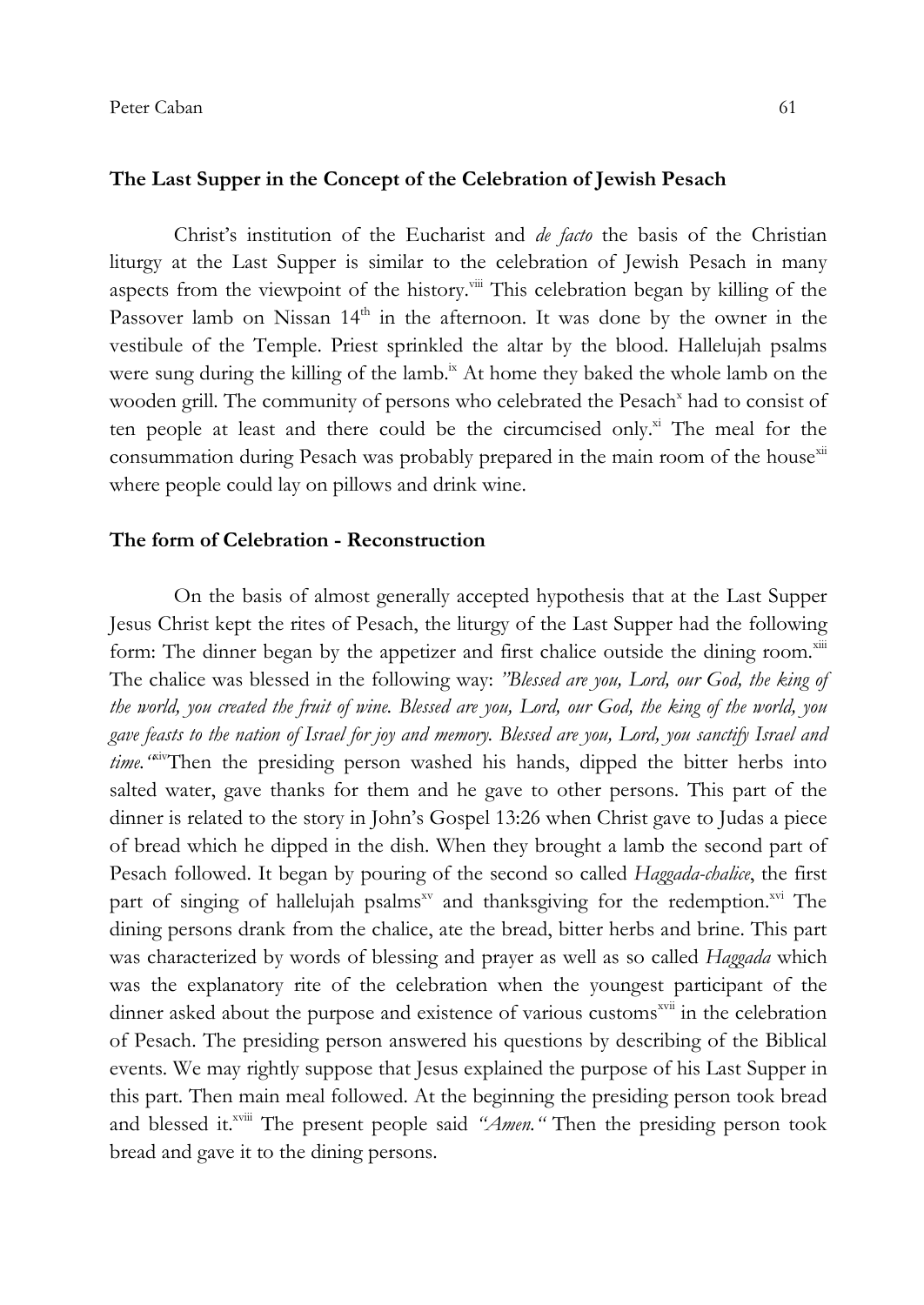## The Last Supper in the Concept of the Celebration of Jewish Pesach

Christ's institution of the Eucharist and *de facto* the basis of the Christian liturgy at the Last Supper is similar to the celebration of Jewish Pesach in many aspects from the viewpoint of the history.[viii] This celebration began by killing of the Passover lamb on Nissan 14th in the afternoon. It was done by the owner in the vestibule of the Temple. Priest sprinkled the altar by the blood. Hallelujah psalms were sung during the killing of the lamb.[ix] At home they baked the whole lamb on the wooden grill. The community of persons who celebrated the Pesach[x] had to consist of ten people at least and there could be the circumcised only.[xi] The meal for the consummation during Pesach was probably prepared in the main room of the house[xii] where people could lay on pillows and drink wine.

## The form of Celebration - Reconstruction

On the basis of almost generally accepted hypothesis that at the Last Supper Jesus Christ kept the rites of Pesach, the liturgy of the Last Supper had the following form: The dinner began by the appetizer and first chalice outside the dining room.[xiii] The chalice was blessed in the following way: *"Blessed are you, Lord, our God, the king of the world, you created the fruit of wine. Blessed are you, Lord, our God, the king of the world, you gave feasts to the nation of Israel for joy and memory. Blessed are you, Lord, you sanctify Israel and time."*[xiv]Then the presiding person washed his hands, dipped the bitter herbs into salted water, gave thanks for them and he gave to other persons. This part of the dinner is related to the story in John's Gospel 13:26 when Christ gave to Judas a piece of bread which he dipped in the dish. When they brought a lamb the second part of Pesach followed. It began by pouring of the second so called *Haggada-chalice*, the first part of singing of hallelujah psalms[xv] and thanksgiving for the redemption.[xvi] The dining persons drank from the chalice, ate the bread, bitter herbs and brine. This part was characterized by words of blessing and prayer as well as so called *Haggada* which was the explanatory rite of the celebration when the youngest participant of the dinner asked about the purpose and existence of various customs[xvii] in the celebration of Pesach. The presiding person answered his questions by describing of the Biblical events. We may rightly suppose that Jesus explained the purpose of his Last Supper in this part. Then main meal followed. At the beginning the presiding person took bread and blessed it.[xviii] The present people said *"Amen."* Then the presiding person took bread and gave it to the dining persons.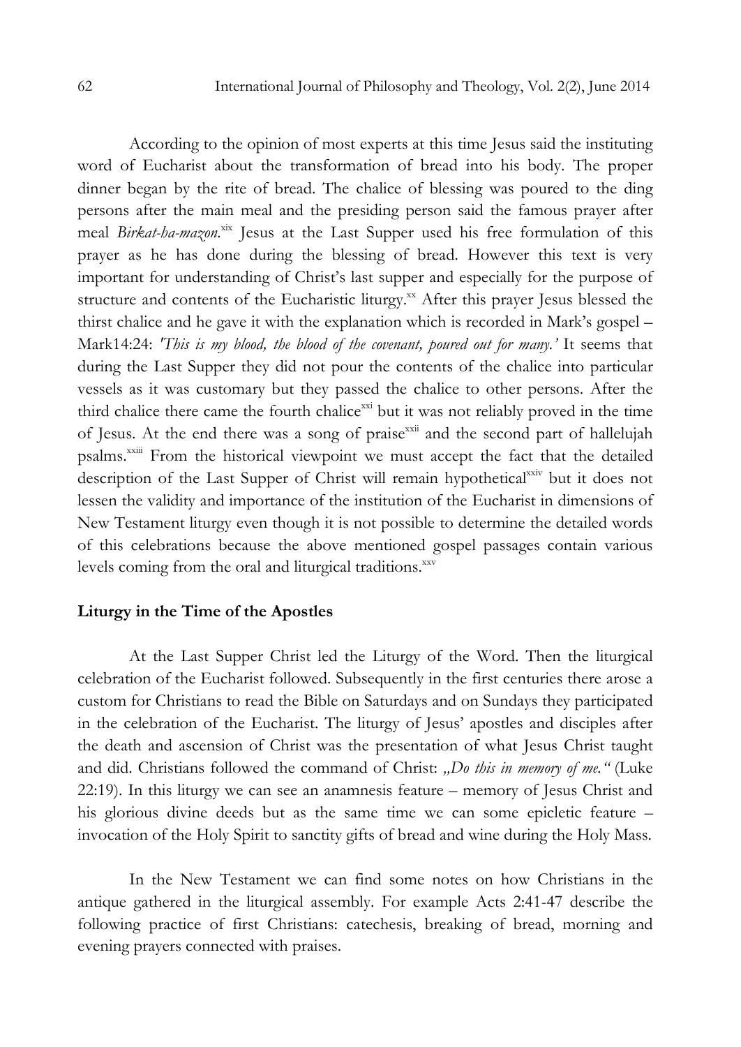According to the opinion of most experts at this time Jesus said the instituting word of Eucharist about the transformation of bread into his body. The proper dinner began by the rite of bread. The chalice of blessing was poured to the ding persons after the main meal and the presiding person said the famous prayer after meal *Birkat-ha-mazon*.[xix] Jesus at the Last Supper used his free formulation of this prayer as he has done during the blessing of bread. However this text is very important for understanding of Christ's last supper and especially for the purpose of structure and contents of the Eucharistic liturgy.[xx] After this prayer Jesus blessed the thirst chalice and he gave it with the explanation which is recorded in Mark's gospel – Mark14:24: *'This is my blood, the blood of the covenant, poured out for many.'* It seems that during the Last Supper they did not pour the contents of the chalice into particular vessels as it was customary but they passed the chalice to other persons. After the third chalice there came the fourth chalice[xxi] but it was not reliably proved in the time of Jesus. At the end there was a song of praise[xxii] and the second part of hallelujah psalms.[xxiii] From the historical viewpoint we must accept the fact that the detailed description of the Last Supper of Christ will remain hypothetical[xxiv] but it does not lessen the validity and importance of the institution of the Eucharist in dimensions of New Testament liturgy even though it is not possible to determine the detailed words of this celebrations because the above mentioned gospel passages contain various levels coming from the oral and liturgical traditions.[xxv]

## Liturgy in the Time of the Apostles

At the Last Supper Christ led the Liturgy of the Word. Then the liturgical celebration of the Eucharist followed. Subsequently in the first centuries there arose a custom for Christians to read the Bible on Saturdays and on Sundays they participated in the celebration of the Eucharist. The liturgy of Jesus' apostles and disciples after the death and ascension of Christ was the presentation of what Jesus Christ taught and did. Christians followed the command of Christ: *„Do this in memory of me."* (Luke 22:19). In this liturgy we can see an anamnesis feature – memory of Jesus Christ and his glorious divine deeds but as the same time we can some epicletic feature – invocation of the Holy Spirit to sanctity gifts of bread and wine during the Holy Mass.

In the New Testament we can find some notes on how Christians in the antique gathered in the liturgical assembly. For example Acts 2:41-47 describe the following practice of first Christians: catechesis, breaking of bread, morning and evening prayers connected with praises.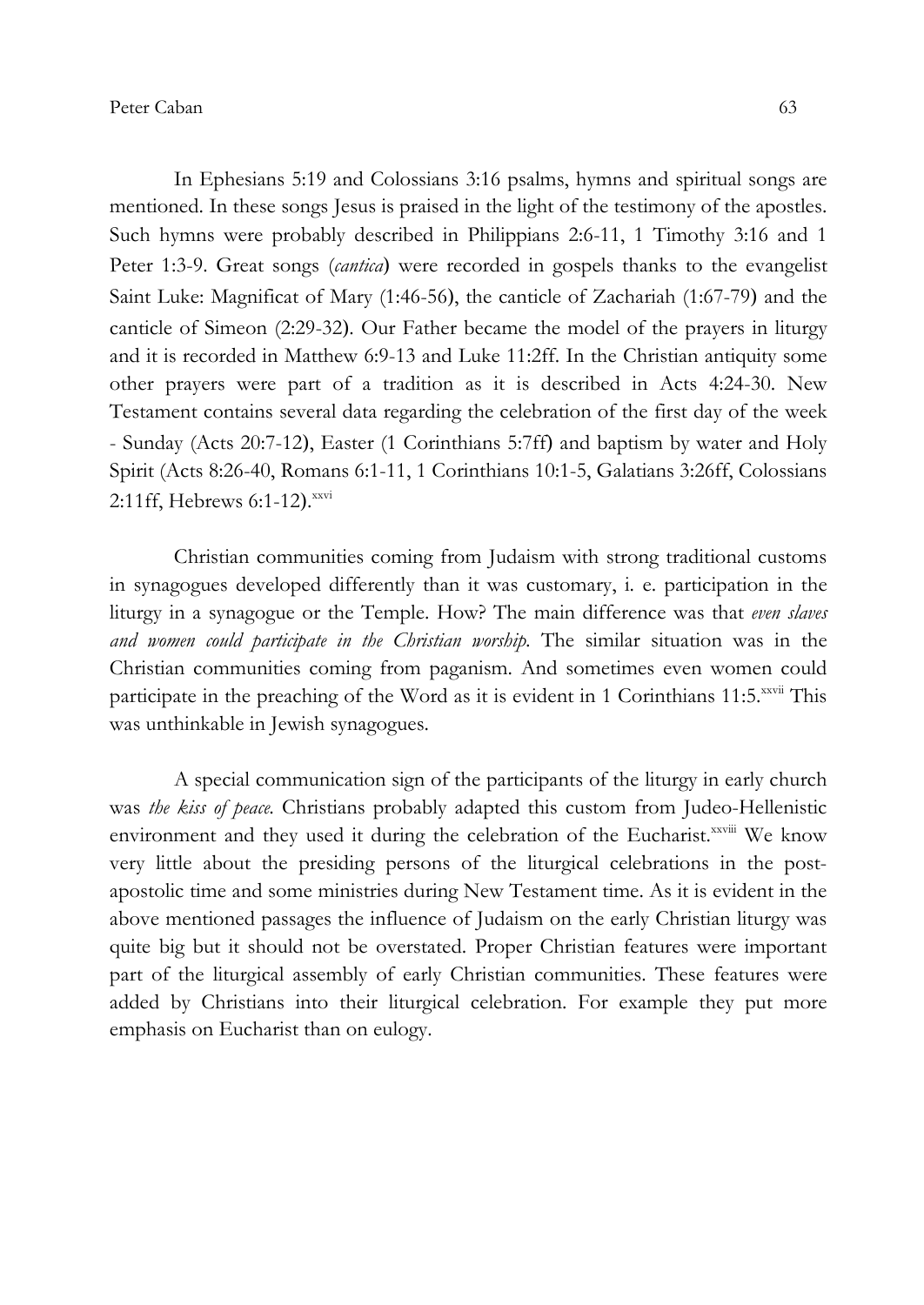In Ephesians 5:19 and Colossians 3:16 psalms, hymns and spiritual songs are mentioned. In these songs Jesus is praised in the light of the testimony of the apostles. Such hymns were probably described in Philippians 2:6-11, 1 Timothy 3:16 and 1 Peter 1:3-9. Great songs (*cantica*) were recorded in gospels thanks to the evangelist Saint Luke: Magnificat of Mary (1:46-56), the canticle of Zachariah (1:67-79) and the canticle of Simeon (2:29-32). Our Father became the model of the prayers in liturgy and it is recorded in Matthew 6:9-13 and Luke 11:2ff. In the Christian antiquity some other prayers were part of a tradition as it is described in Acts 4:24-30. New Testament contains several data regarding the celebration of the first day of the week - Sunday (Acts 20:7-12), Easter (1 Corinthians 5:7ff) and baptism by water and Holy Spirit (Acts 8:26-40, Romans 6:1-11, 1 Corinthians 10:1-5, Galatians 3:26ff, Colossians 2:11ff, Hebrews 6:1-12).[xxvi]

Christian communities coming from Judaism with strong traditional customs in synagogues developed differently than it was customary, i. e. participation in the liturgy in a synagogue or the Temple. How? The main difference was that *even slaves and women could participate in the Christian worship*. The similar situation was in the Christian communities coming from paganism. And sometimes even women could participate in the preaching of the Word as it is evident in 1 Corinthians 11:5.[xxvii] This was unthinkable in Jewish synagogues.

A special communication sign of the participants of the liturgy in early church was *the kiss of peace*. Christians probably adapted this custom from Judeo-Hellenistic environment and they used it during the celebration of the Eucharist.[xxviii] We know very little about the presiding persons of the liturgical celebrations in the post-apostolic time and some ministries during New Testament time. As it is evident in the above mentioned passages the influence of Judaism on the early Christian liturgy was quite big but it should not be overstated. Proper Christian features were important part of the liturgical assembly of early Christian communities. These features were added by Christians into their liturgical celebration. For example they put more emphasis on Eucharist than on eulogy.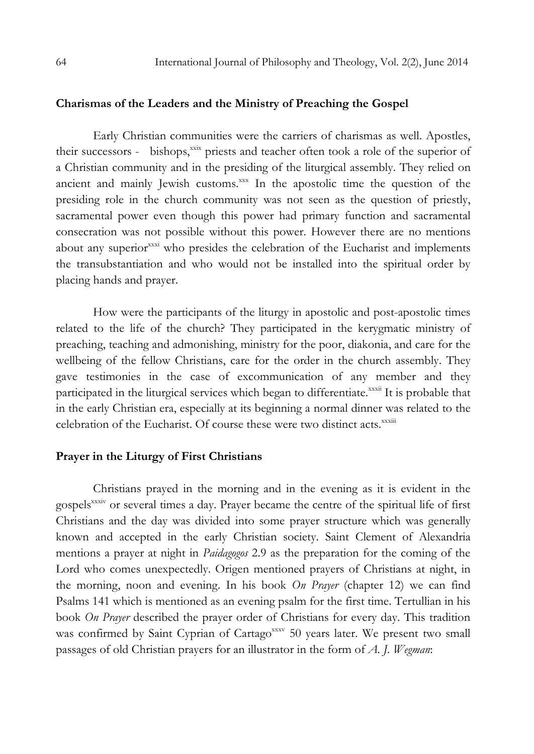## Charismas of the Leaders and the Ministry of Preaching the Gospel

Early Christian communities were the carriers of charismas as well. Apostles, their successors - bishops,[xxix] priests and teacher often took a role of the superior of a Christian community and in the presiding of the liturgical assembly. They relied on ancient and mainly Jewish customs.[xxx] In the apostolic time the question of the presiding role in the church community was not seen as the question of priestly, sacramental power even though this power had primary function and sacramental consecration was not possible without this power. However there are no mentions about any superior[xxxi] who presides the celebration of the Eucharist and implements the transubstantiation and who would not be installed into the spiritual order by placing hands and prayer.

How were the participants of the liturgy in apostolic and post-apostolic times related to the life of the church? They participated in the kerygmatic ministry of preaching, teaching and admonishing, ministry for the poor, diakonia, and care for the wellbeing of the fellow Christians, care for the order in the church assembly. They gave testimonies in the case of excommunication of any member and they participated in the liturgical services which began to differentiate.[xxxii] It is probable that in the early Christian era, especially at its beginning a normal dinner was related to the celebration of the Eucharist. Of course these were two distinct acts.[xxxiii]

## Prayer in the Liturgy of First Christians

Christians prayed in the morning and in the evening as it is evident in the gospels[xxxiv] or several times a day. Prayer became the centre of the spiritual life of first Christians and the day was divided into some prayer structure which was generally known and accepted in the early Christian society. Saint Clement of Alexandria mentions a prayer at night in *Paidagogos* 2.9 as the preparation for the coming of the Lord who comes unexpectedly. Origen mentioned prayers of Christians at night, in the morning, noon and evening. In his book *On Prayer* (chapter 12) we can find Psalms 141 which is mentioned as an evening psalm for the first time. Tertullian in his book *On Prayer* described the prayer order of Christians for every day. This tradition was confirmed by Saint Cyprian of Cartago[xxxv] 50 years later. We present two small passages of old Christian prayers for an illustrator in the form of *A. J. Wegman*: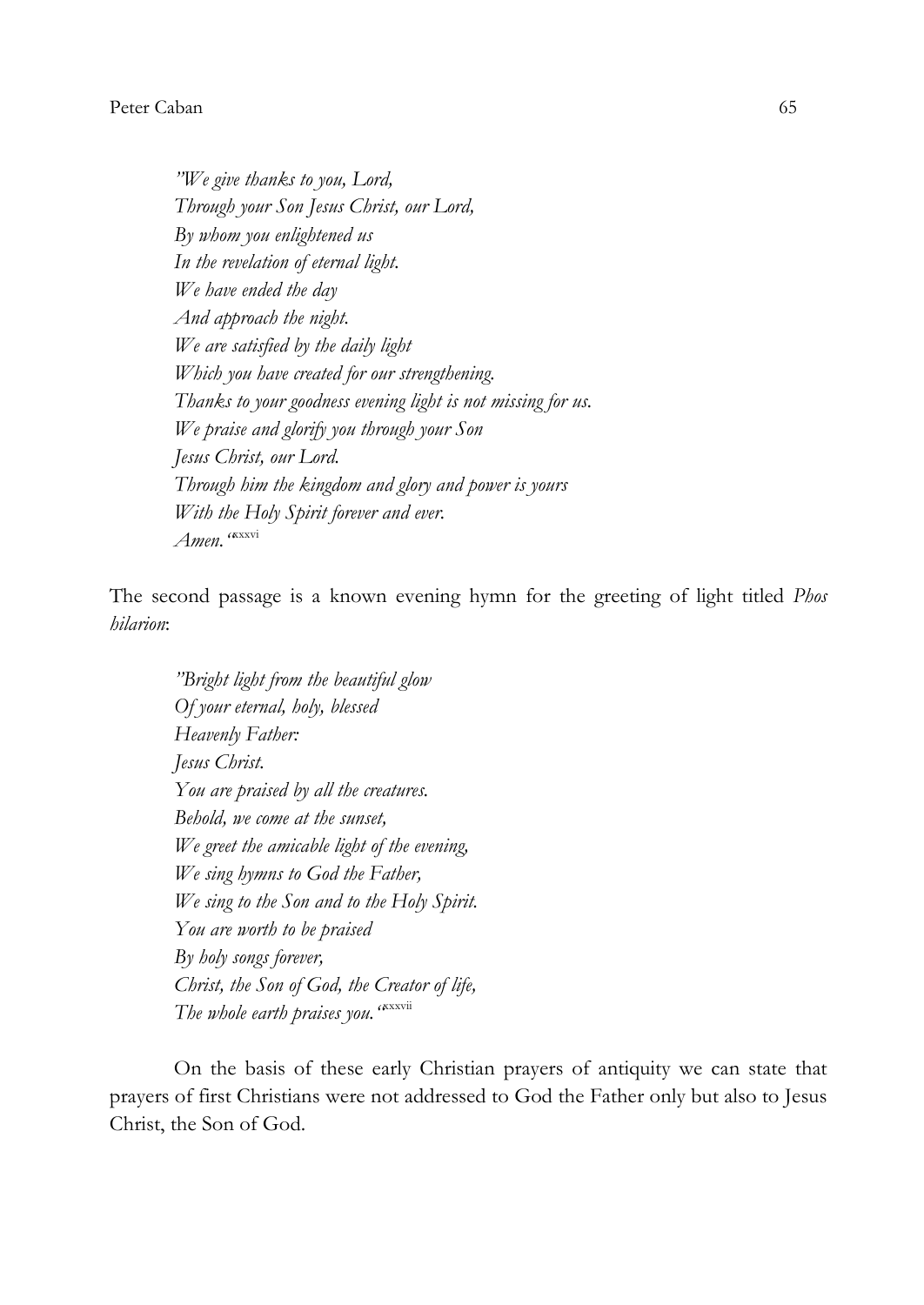*"We give thanks to you, Lord,*
*Through your Son Jesus Christ, our Lord,*
*By whom you enlightened us*
*In the revelation of eternal light.*
*We have ended the day*
*And approach the night.*
*We are satisfied by the daily light*
*Which you have created for our strengthening.*
*Thanks to your goodness evening light is not missing for us.*
*We praise and glorify you through your Son*
*Jesus Christ, our Lord.*
*Through him the kingdom and glory and power is yours*
*With the Holy Spirit forever and ever.*
*Amen."*[xxxvi]

The second passage is a known evening hymn for the greeting of light titled *Phos hilarion*:

*"Bright light from the beautiful glow*
*Of your eternal, holy, blessed*
*Heavenly Father:*
*Jesus Christ.*
*You are praised by all the creatures.*
*Behold, we come at the sunset,*
*We greet the amicable light of the evening,*
*We sing hymns to God the Father,*
*We sing to the Son and to the Holy Spirit.*
*You are worth to be praised*
*By holy songs forever,*
*Christ, the Son of God, the Creator of life,*
*The whole earth praises you."*[xxxvii]

On the basis of these early Christian prayers of antiquity we can state that prayers of first Christians were not addressed to God the Father only but also to Jesus Christ, the Son of God.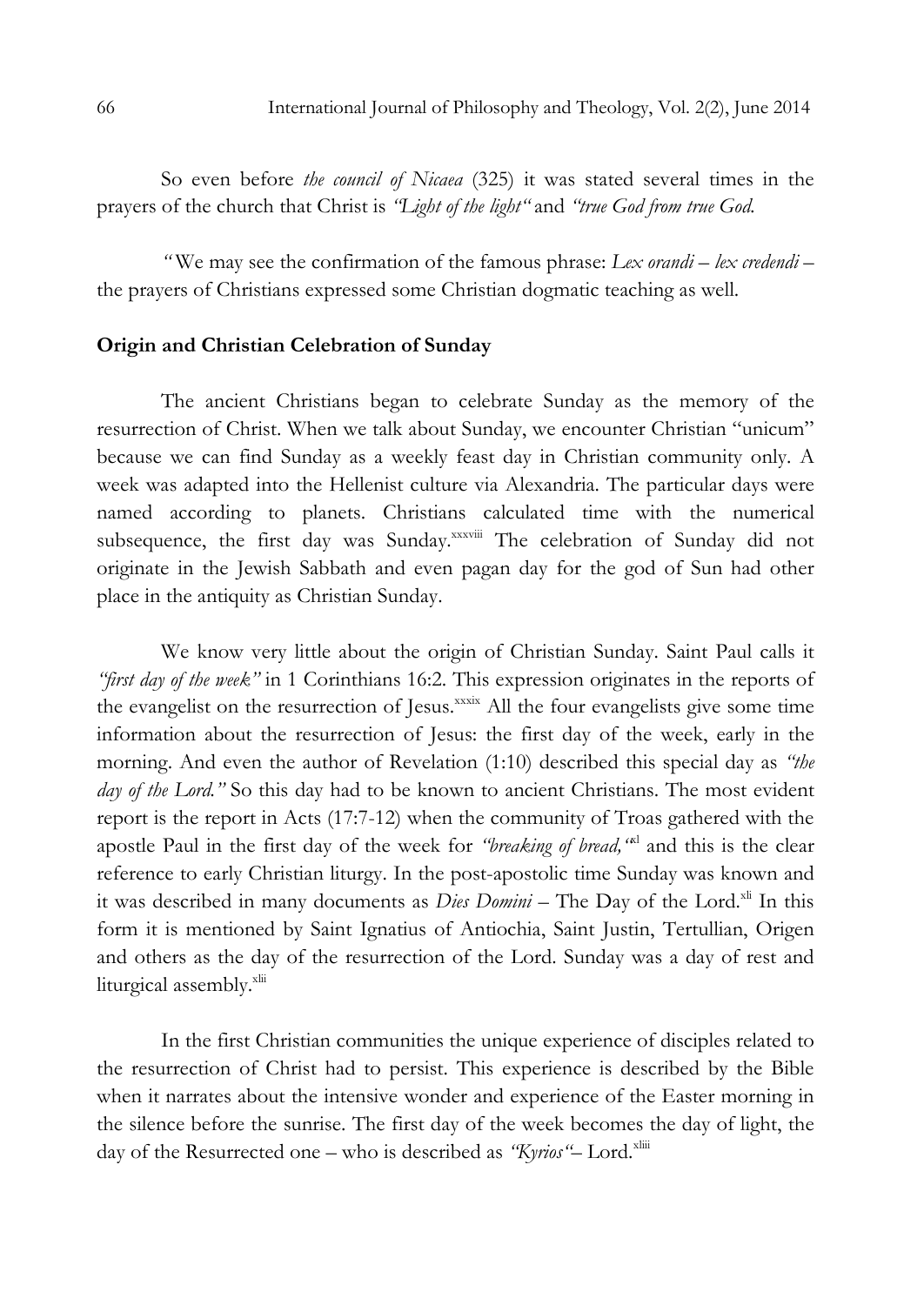So even before *the council of Nicaea* (325) it was stated several times in the prayers of the church that Christ is *"Light of the light"* and *"true God from true God.*

*"*We may see the confirmation of the famous phrase: *Lex orandi – lex credendi* – the prayers of Christians expressed some Christian dogmatic teaching as well.

**Origin and Christian Celebration of Sunday**

The ancient Christians began to celebrate Sunday as the memory of the resurrection of Christ. When we talk about Sunday, we encounter Christian "unicum" because we can find Sunday as a weekly feast day in Christian community only. A week was adapted into the Hellenist culture via Alexandria. The particular days were named according to planets. Christians calculated time with the numerical subsequence, the first day was Sunday.[xxxviii] The celebration of Sunday did not originate in the Jewish Sabbath and even pagan day for the god of Sun had other place in the antiquity as Christian Sunday.

We know very little about the origin of Christian Sunday. Saint Paul calls it *"first day of the week"* in 1 Corinthians 16:2. This expression originates in the reports of the evangelist on the resurrection of Jesus.[xxxix] All the four evangelists give some time information about the resurrection of Jesus: the first day of the week, early in the morning. And even the author of Revelation (1:10) described this special day as *"the day of the Lord."* So this day had to be known to ancient Christians. The most evident report is the report in Acts (17:7-12) when the community of Troas gathered with the apostle Paul in the first day of the week for *"breaking of bread,"*[xl] and this is the clear reference to early Christian liturgy. In the post-apostolic time Sunday was known and it was described in many documents as *Dies Domini* – The Day of the Lord.[xli] In this form it is mentioned by Saint Ignatius of Antiochia, Saint Justin, Tertullian, Origen and others as the day of the resurrection of the Lord. Sunday was a day of rest and liturgical assembly.[xlii]

In the first Christian communities the unique experience of disciples related to the resurrection of Christ had to persist. This experience is described by the Bible when it narrates about the intensive wonder and experience of the Easter morning in the silence before the sunrise. The first day of the week becomes the day of light, the day of the Resurrected one – who is described as *"Kyrios"*– Lord.[xliii]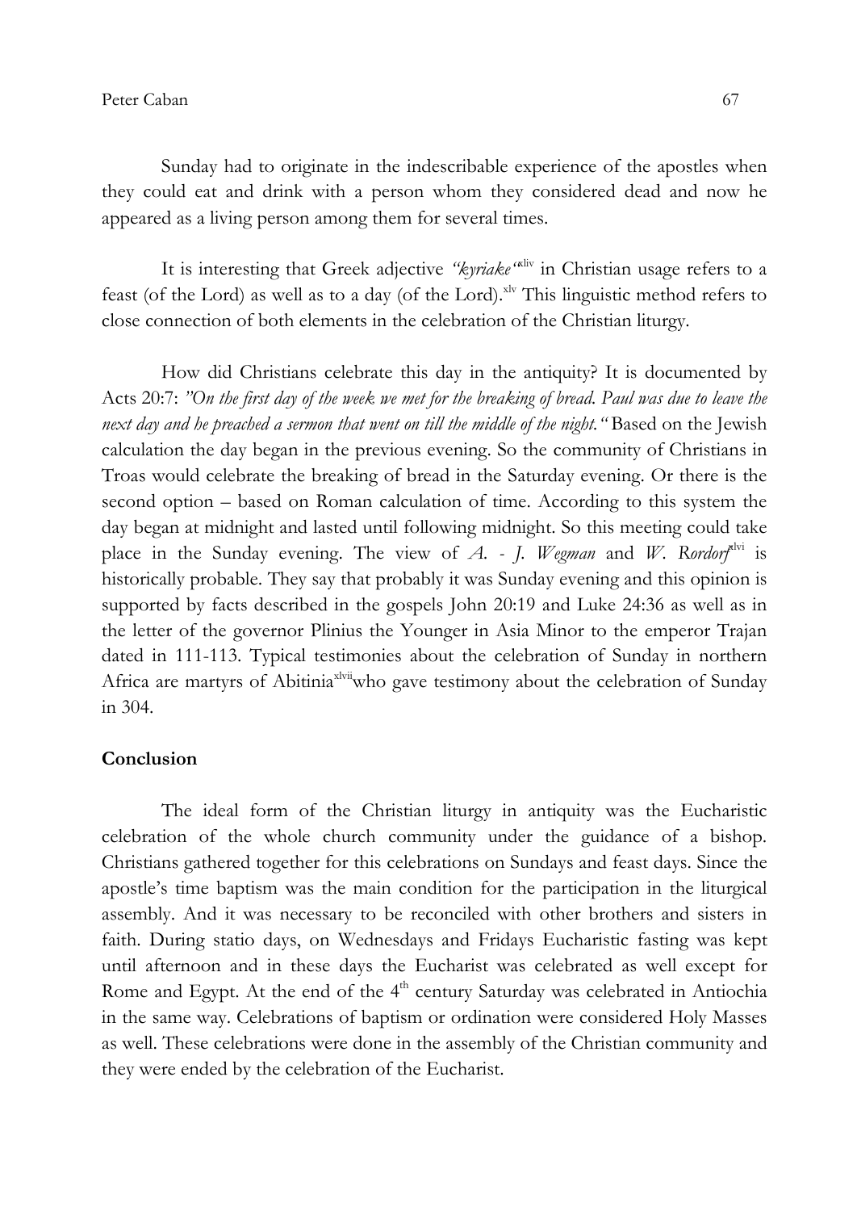Sunday had to originate in the indescribable experience of the apostles when they could eat and drink with a person whom they considered dead and now he appeared as a living person among them for several times.

It is interesting that Greek adjective *"kyriake"*[xliv] in Christian usage refers to a feast (of the Lord) as well as to a day (of the Lord).[xlv] This linguistic method refers to close connection of both elements in the celebration of the Christian liturgy.

How did Christians celebrate this day in the antiquity? It is documented by Acts 20:7: *"On the first day of the week we met for the breaking of bread. Paul was due to leave the next day and he preached a sermon that went on till the middle of the night."* Based on the Jewish calculation the day began in the previous evening. So the community of Christians in Troas would celebrate the breaking of bread in the Saturday evening. Or there is the second option – based on Roman calculation of time. According to this system the day began at midnight and lasted until following midnight. So this meeting could take place in the Sunday evening. The view of *A. - J. Wegman* and *W. Rordorf*[xlvi] is historically probable. They say that probably it was Sunday evening and this opinion is supported by facts described in the gospels John 20:19 and Luke 24:36 as well as in the letter of the governor Plinius the Younger in Asia Minor to the emperor Trajan dated in 111-113. Typical testimonies about the celebration of Sunday in northern Africa are martyrs of Abitinia[xlvii]who gave testimony about the celebration of Sunday in 304.

## Conclusion

The ideal form of the Christian liturgy in antiquity was the Eucharistic celebration of the whole church community under the guidance of a bishop. Christians gathered together for this celebrations on Sundays and feast days. Since the apostle's time baptism was the main condition for the participation in the liturgical assembly. And it was necessary to be reconciled with other brothers and sisters in faith. During statio days, on Wednesdays and Fridays Eucharistic fasting was kept until afternoon and in these days the Eucharist was celebrated as well except for Rome and Egypt. At the end of the 4th century Saturday was celebrated in Antiochia in the same way. Celebrations of baptism or ordination were considered Holy Masses as well. These celebrations were done in the assembly of the Christian community and they were ended by the celebration of the Eucharist.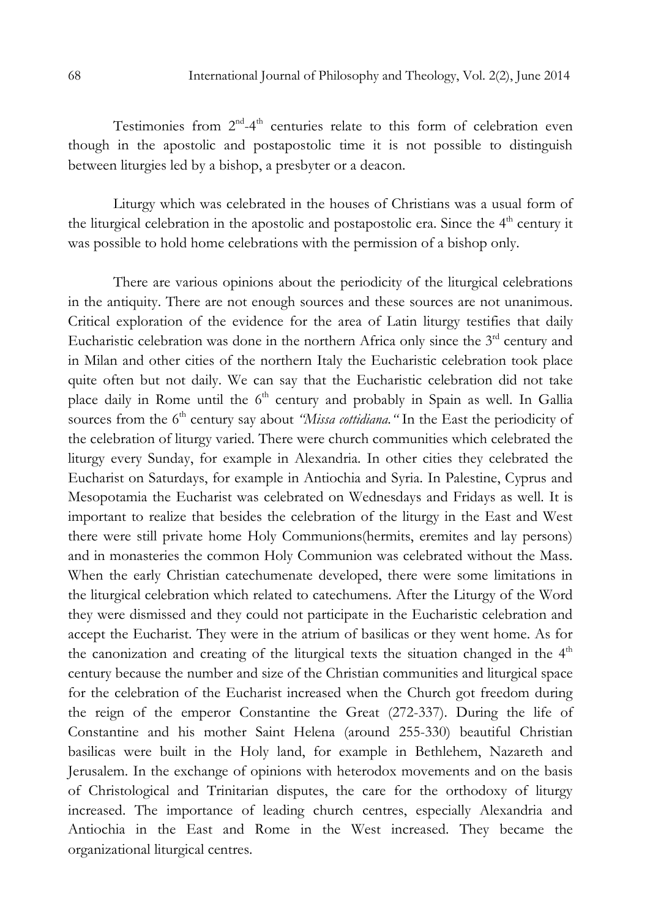Testimonies from 2nd-4th centuries relate to this form of celebration even though in the apostolic and postapostolic time it is not possible to distinguish between liturgies led by a bishop, a presbyter or a deacon.

Liturgy which was celebrated in the houses of Christians was a usual form of the liturgical celebration in the apostolic and postapostolic era. Since the 4th century it was possible to hold home celebrations with the permission of a bishop only.

There are various opinions about the periodicity of the liturgical celebrations in the antiquity. There are not enough sources and these sources are not unanimous. Critical exploration of the evidence for the area of Latin liturgy testifies that daily Eucharistic celebration was done in the northern Africa only since the 3rd century and in Milan and other cities of the northern Italy the Eucharistic celebration took place quite often but not daily. We can say that the Eucharistic celebration did not take place daily in Rome until the 6th century and probably in Spain as well. In Gallia sources from the 6th century say about *"Missa cottidiana."* In the East the periodicity of the celebration of liturgy varied. There were church communities which celebrated the liturgy every Sunday, for example in Alexandria. In other cities they celebrated the Eucharist on Saturdays, for example in Antiochia and Syria. In Palestine, Cyprus and Mesopotamia the Eucharist was celebrated on Wednesdays and Fridays as well. It is important to realize that besides the celebration of the liturgy in the East and West there were still private home Holy Communions(hermits, eremites and lay persons) and in monasteries the common Holy Communion was celebrated without the Mass. When the early Christian catechumenate developed, there were some limitations in the liturgical celebration which related to catechumens. After the Liturgy of the Word they were dismissed and they could not participate in the Eucharistic celebration and accept the Eucharist. They were in the atrium of basilicas or they went home. As for the canonization and creating of the liturgical texts the situation changed in the 4th century because the number and size of the Christian communities and liturgical space for the celebration of the Eucharist increased when the Church got freedom during the reign of the emperor Constantine the Great (272-337). During the life of Constantine and his mother Saint Helena (around 255-330) beautiful Christian basilicas were built in the Holy land, for example in Bethlehem, Nazareth and Jerusalem. In the exchange of opinions with heterodox movements and on the basis of Christological and Trinitarian disputes, the care for the orthodoxy of liturgy increased. The importance of leading church centres, especially Alexandria and Antiochia in the East and Rome in the West increased. They became the organizational liturgical centres.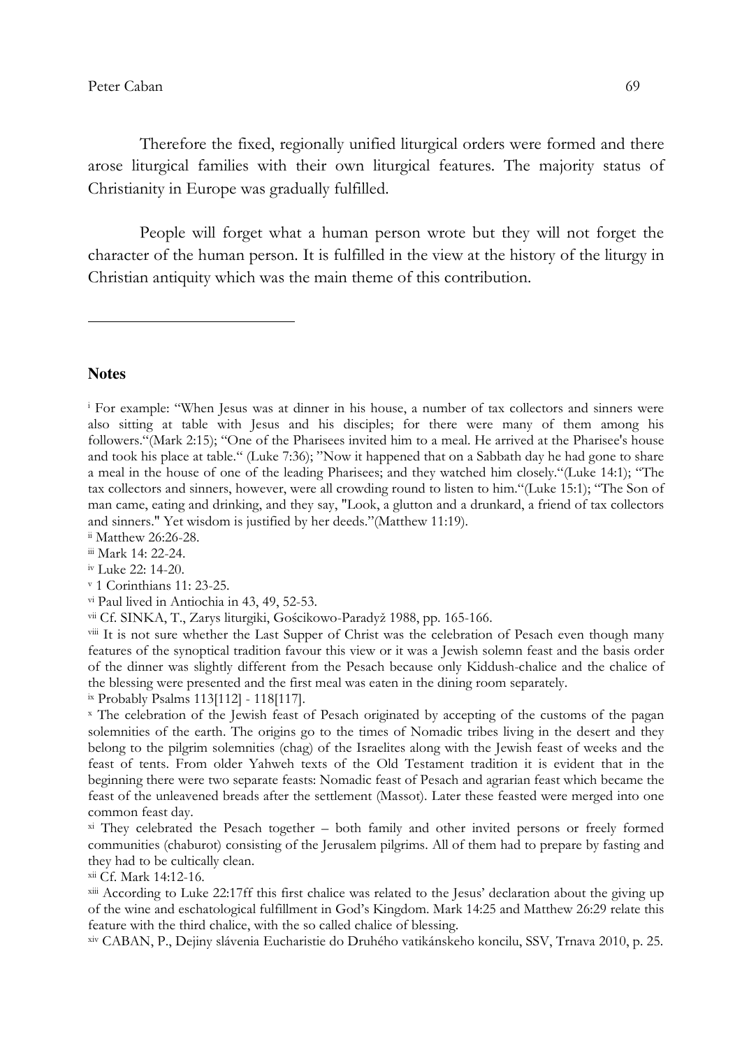Therefore the fixed, regionally unified liturgical orders were formed and there arose liturgical families with their own liturgical features. The majority status of Christianity in Europe was gradually fulfilled.

People will forget what a human person wrote but they will not forget the character of the human person. It is fulfilled in the view at the history of the liturgy in Christian antiquity which was the main theme of this contribution.

---

**Notes**

[i] For example: "When Jesus was at dinner in his house, a number of tax collectors and sinners were also sitting at table with Jesus and his disciples; for there were many of them among his followers."(Mark 2:15); "One of the Pharisees invited him to a meal. He arrived at the Pharisee's house and took his place at table." (Luke 7:36); "Now it happened that on a Sabbath day he had gone to share a meal in the house of one of the leading Pharisees; and they watched him closely."(Luke 14:1); "The tax collectors and sinners, however, were all crowding round to listen to him."(Luke 15:1); "The Son of man came, eating and drinking, and they say, "Look, a glutton and a drunkard, a friend of tax collectors and sinners." Yet wisdom is justified by her deeds."(Matthew 11:19).

[ii] Matthew 26:26-28.

[iii] Mark 14: 22-24.

[iv] Luke 22: 14-20.

[v] 1 Corinthians 11: 23-25.

[vi] Paul lived in Antiochia in 43, 49, 52-53.

[vii] Cf. SINKA, T., Zarys liturgiki, Gościkowo-Paradyž 1988, pp. 165-166.

[viii] It is not sure whether the Last Supper of Christ was the celebration of Pesach even though many features of the synoptical tradition favour this view or it was a Jewish solemn feast and the basis order of the dinner was slightly different from the Pesach because only Kiddush-chalice and the chalice of the blessing were presented and the first meal was eaten in the dining room separately.

[ix] Probably Psalms 113[112] - 118[117].

[x] The celebration of the Jewish feast of Pesach originated by accepting of the customs of the pagan solemnities of the earth. The origins go to the times of Nomadic tribes living in the desert and they belong to the pilgrim solemnities (chag) of the Israelites along with the Jewish feast of weeks and the feast of tents. From older Yahweh texts of the Old Testament tradition it is evident that in the beginning there were two separate feasts: Nomadic feast of Pesach and agrarian feast which became the feast of the unleavened breads after the settlement (Massot). Later these feasted were merged into one common feast day.

[xi] They celebrated the Pesach together – both family and other invited persons or freely formed communities (chaburot) consisting of the Jerusalem pilgrims. All of them had to prepare by fasting and they had to be cultically clean.

[xii] Cf. Mark 14:12-16.

[xiii] According to Luke 22:17ff this first chalice was related to the Jesus' declaration about the giving up of the wine and eschatological fulfillment in God's Kingdom. Mark 14:25 and Matthew 26:29 relate this feature with the third chalice, with the so called chalice of blessing.

[xiv] CABAN, P., Dejiny slávenia Eucharistie do Druhého vatikánskeho koncilu, SSV, Trnava 2010, p. 25.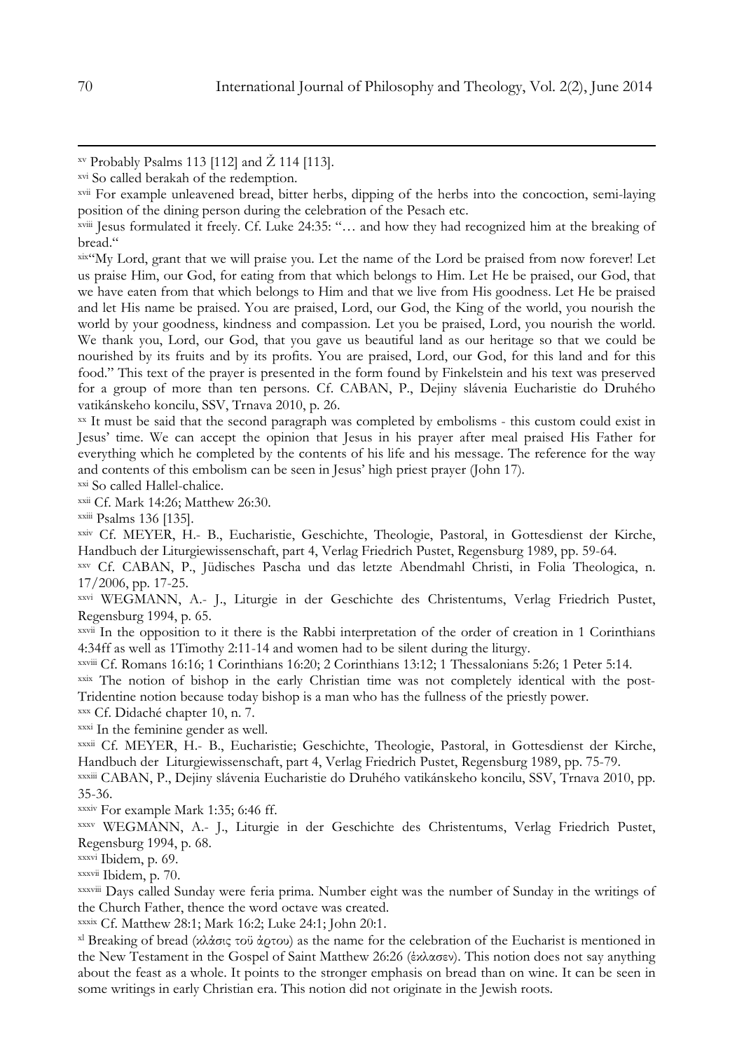[xv] Probably Psalms 113 [112] and Ž 114 [113].

[xvi] So called berakah of the redemption.

[xvii] For example unleavened bread, bitter herbs, dipping of the herbs into the concoction, semi-laying position of the dining person during the celebration of the Pesach etc.

[xviii] Jesus formulated it freely. Cf. Luke 24:35: "… and how they had recognized him at the breaking of bread."

[xix] "My Lord, grant that we will praise you. Let the name of the Lord be praised from now forever! Let us praise Him, our God, for eating from that which belongs to Him. Let He be praised, our God, that we have eaten from that which belongs to Him and that we live from His goodness. Let He be praised and let His name be praised. You are praised, Lord, our God, the King of the world, you nourish the world by your goodness, kindness and compassion. Let you be praised, Lord, you nourish the world. We thank you, Lord, our God, that you gave us beautiful land as our heritage so that we could be nourished by its fruits and by its profits. You are praised, Lord, our God, for this land and for this food." This text of the prayer is presented in the form found by Finkelstein and his text was preserved for a group of more than ten persons. Cf. CABAN, P., Dejiny slávenia Eucharistie do Druhého vatikánskeho koncilu, SSV, Trnava 2010, p. 26.

[xx] It must be said that the second paragraph was completed by embolisms - this custom could exist in Jesus' time. We can accept the opinion that Jesus in his prayer after meal praised His Father for everything which he completed by the contents of his life and his message. The reference for the way and contents of this embolism can be seen in Jesus' high priest prayer (John 17).

[xxi] So called Hallel-chalice.

[xxii] Cf. Mark 14:26; Matthew 26:30.

[xxiii] Psalms 136 [135].

[xxiv] Cf. MEYER, H.- B., Eucharistie, Geschichte, Theologie, Pastoral, in Gottesdienst der Kirche, Handbuch der Liturgiewissenschaft, part 4, Verlag Friedrich Pustet, Regensburg 1989, pp. 59-64.

[xxv] Cf. CABAN, P., Jüdisches Pascha und das letzte Abendmahl Christi, in Folia Theologica, n. 17/2006, pp. 17-25.

[xxvi] WEGMANN, A.- J., Liturgie in der Geschichte des Christentums, Verlag Friedrich Pustet, Regensburg 1994, p. 65.

[xxvii] In the opposition to it there is the Rabbi interpretation of the order of creation in 1 Corinthians 4:34ff as well as 1Timothy 2:11-14 and women had to be silent during the liturgy.

[xxviii] Cf. Romans 16:16; 1 Corinthians 16:20; 2 Corinthians 13:12; 1 Thessalonians 5:26; 1 Peter 5:14.

[xxix] The notion of bishop in the early Christian time was not completely identical with the post-Tridentine notion because today bishop is a man who has the fullness of the priestly power.

[xxx] Cf. Didaché chapter 10, n. 7.

[xxxi] In the feminine gender as well.

[xxxii] Cf. MEYER, H.- B., Eucharistie; Geschichte, Theologie, Pastoral, in Gottesdienst der Kirche, Handbuch der Liturgiewissenschaft, part 4, Verlag Friedrich Pustet, Regensburg 1989, pp. 75-79.

[xxxiii] CABAN, P., Dejiny slávenia Eucharistie do Druhého vatikánskeho koncilu, SSV, Trnava 2010, pp. 35-36.

[xxxiv] For example Mark 1:35; 6:46 ff.

[xxxv] WEGMANN, A.- J., Liturgie in der Geschichte des Christentums, Verlag Friedrich Pustet, Regensburg 1994, p. 68.

[xxxvi] Ibidem, p. 69.

[xxxvii] Ibidem, p. 70.

[xxxviii] Days called Sunday were feria prima. Number eight was the number of Sunday in the writings of the Church Father, thence the word octave was created.

[xxxix] Cf. Matthew 28:1; Mark 16:2; Luke 24:1; John 20:1.

[xl] Breaking of bread (κλάσις τοῦ ἄρτου) as the name for the celebration of the Eucharist is mentioned in the New Testament in the Gospel of Saint Matthew 26:26 (ἔκλασεν). This notion does not say anything about the feast as a whole. It points to the stronger emphasis on bread than on wine. It can be seen in some writings in early Christian era. This notion did not originate in the Jewish roots.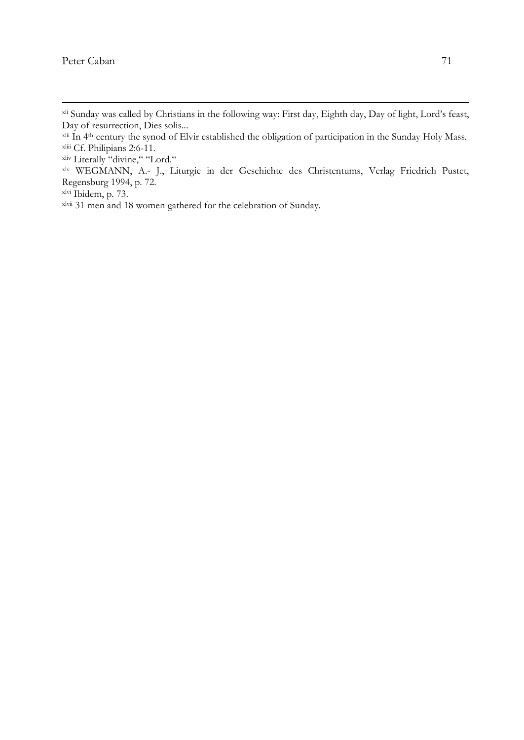[xli] Sunday was called by Christians in the following way: First day, Eighth day, Day of light, Lord's feast, Day of resurrection, Dies solis...

[xlii] In 4th century the synod of Elvir established the obligation of participation in the Sunday Holy Mass.

[xliii] Cf. Philipians 2:6-11.

[xliv] Literally "divine," "Lord."

[xlv] WEGMANN, A.- J., Liturgie in der Geschichte des Christentums, Verlag Friedrich Pustet, Regensburg 1994, p. 72.

[xlvi] Ibidem, p. 73.

[xlvii] 31 men and 18 women gathered for the celebration of Sunday.